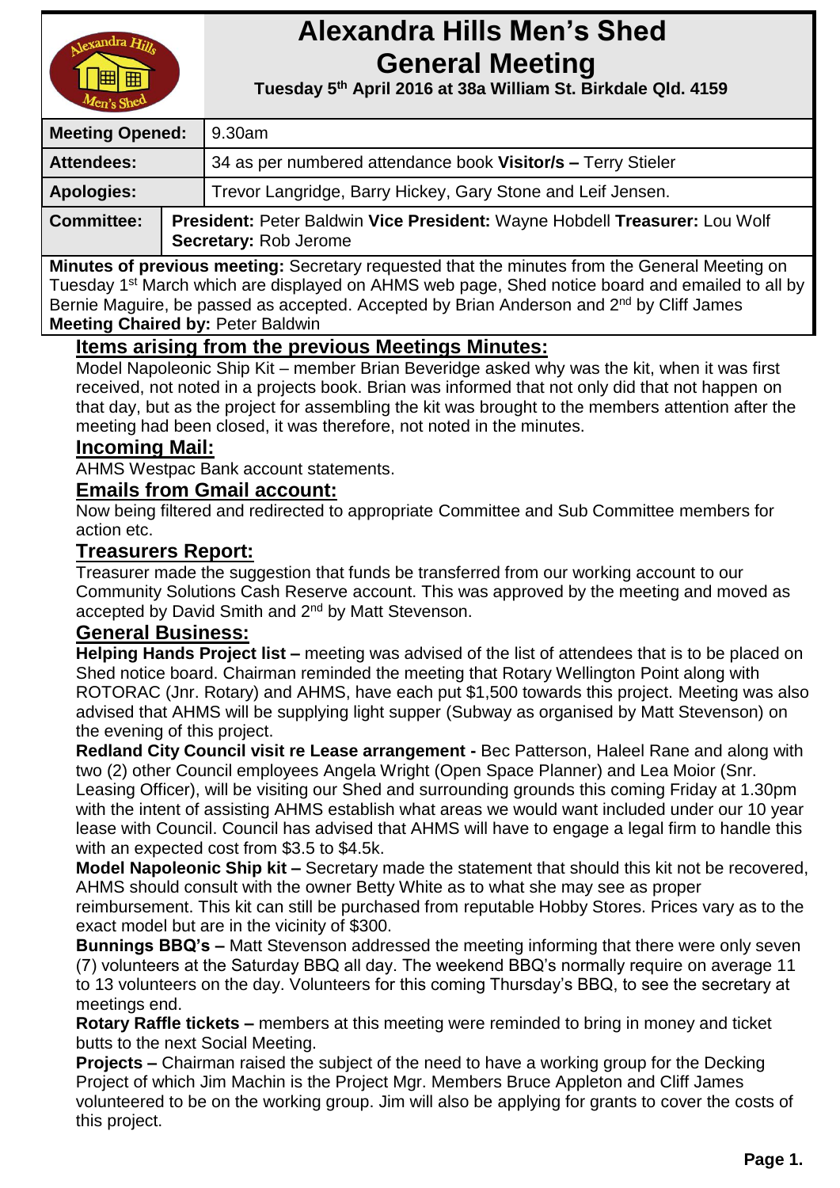# Alexandra Hills Men's Shed General Meeting

**Tuesday 5th April 2016 at 38a William St. Birkdale Qld. 4159**

| | |
|---|---|
| **Meeting Opened:** | 9.30am |
| **Attendees:** | 34 as per numbered attendance book **Visitor/s –** Terry Stieler |
| **Apologies:** | Trevor Langridge, Barry Hickey, Gary Stone and Leif Jensen. |
| **Committee:** | **President:** Peter Baldwin **Vice President:** Wayne Hobdell **Treasurer:** Lou Wolf **Secretary:** Rob Jerome |

**Minutes of previous meeting:** Secretary requested that the minutes from the General Meeting on Tuesday 1st March which are displayed on AHMS web page, Shed notice board and emailed to all by Bernie Maguire, be passed as accepted. Accepted by Brian Anderson and 2nd by Cliff James

**Meeting Chaired by:** Peter Baldwin

## Items arising from the previous Meetings Minutes:

Model Napoleonic Ship Kit – member Brian Beveridge asked why was the kit, when it was first received, not noted in a projects book. Brian was informed that not only did that not happen on that day, but as the project for assembling the kit was brought to the members attention after the meeting had been closed, it was therefore, not noted in the minutes.

## Incoming Mail:

AHMS Westpac Bank account statements.

## Emails from Gmail account:

Now being filtered and redirected to appropriate Committee and Sub Committee members for action etc.

## Treasurers Report:

Treasurer made the suggestion that funds be transferred from our working account to our Community Solutions Cash Reserve account. This was approved by the meeting and moved as accepted by David Smith and 2nd by Matt Stevenson.

## General Business:

**Helping Hands Project list –** meeting was advised of the list of attendees that is to be placed on Shed notice board. Chairman reminded the meeting that Rotary Wellington Point along with ROTORAC (Jnr. Rotary) and AHMS, have each put $1,500 towards this project. Meeting was also advised that AHMS will be supplying light supper (Subway as organised by Matt Stevenson) on the evening of this project.

**Redland City Council visit re Lease arrangement -** Bec Patterson, Haleel Rane and along with two (2) other Council employees Angela Wright (Open Space Planner) and Lea Moior (Snr. Leasing Officer), will be visiting our Shed and surrounding grounds this coming Friday at 1.30pm with the intent of assisting AHMS establish what areas we would want included under our 10 year lease with Council. Council has advised that AHMS will have to engage a legal firm to handle this with an expected cost from $3.5 to $4.5k.

**Model Napoleonic Ship kit –** Secretary made the statement that should this kit not be recovered, AHMS should consult with the owner Betty White as to what she may see as proper reimbursement. This kit can still be purchased from reputable Hobby Stores. Prices vary as to the exact model but are in the vicinity of $300.

**Bunnings BBQ's –** Matt Stevenson addressed the meeting informing that there were only seven (7) volunteers at the Saturday BBQ all day. The weekend BBQ's normally require on average 11 to 13 volunteers on the day. Volunteers for this coming Thursday's BBQ, to see the secretary at meetings end.

**Rotary Raffle tickets –** members at this meeting were reminded to bring in money and ticket butts to the next Social Meeting.

**Projects –** Chairman raised the subject of the need to have a working group for the Decking Project of which Jim Machin is the Project Mgr. Members Bruce Appleton and Cliff James volunteered to be on the working group. Jim will also be applying for grants to cover the costs of this project.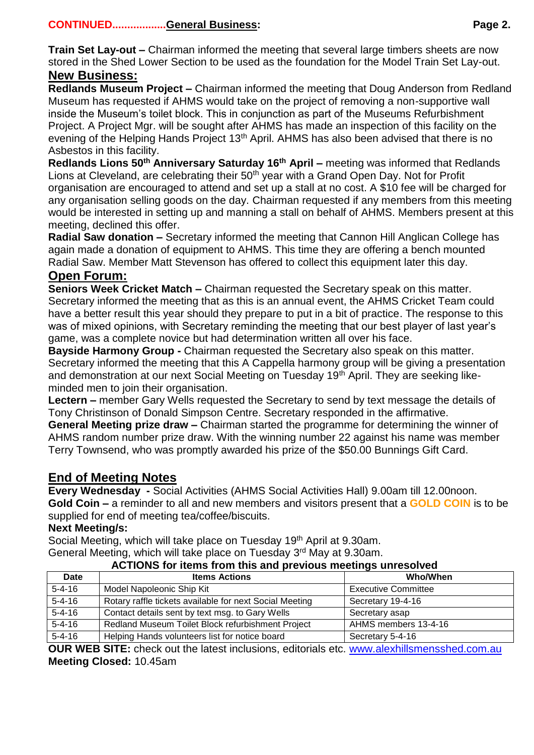**CONTINUED..................General Business:**

**Train Set Lay-out –** Chairman informed the meeting that several large timbers sheets are now stored in the Shed Lower Section to be used as the foundation for the Model Train Set Lay-out.

## New Business:

**Redlands Museum Project –** Chairman informed the meeting that Doug Anderson from Redland Museum has requested if AHMS would take on the project of removing a non-supportive wall inside the Museum's toilet block. This in conjunction as part of the Museums Refurbishment Project. A Project Mgr. will be sought after AHMS has made an inspection of this facility on the evening of the Helping Hands Project 13th April. AHMS has also been advised that there is no Asbestos in this facility.

**Redlands Lions 50th Anniversary Saturday 16th April –** meeting was informed that Redlands Lions at Cleveland, are celebrating their 50th year with a Grand Open Day. Not for Profit organisation are encouraged to attend and set up a stall at no cost. A $10 fee will be charged for any organisation selling goods on the day. Chairman requested if any members from this meeting would be interested in setting up and manning a stall on behalf of AHMS. Members present at this meeting, declined this offer.

**Radial Saw donation –** Secretary informed the meeting that Cannon Hill Anglican College has again made a donation of equipment to AHMS. This time they are offering a bench mounted Radial Saw. Member Matt Stevenson has offered to collect this equipment later this day.

## Open Forum:

**Seniors Week Cricket Match –** Chairman requested the Secretary speak on this matter. Secretary informed the meeting that as this is an annual event, the AHMS Cricket Team could have a better result this year should they prepare to put in a bit of practice. The response to this was of mixed opinions, with Secretary reminding the meeting that our best player of last year's game, was a complete novice but had determination written all over his face.

**Bayside Harmony Group -** Chairman requested the Secretary also speak on this matter. Secretary informed the meeting that this A Cappella harmony group will be giving a presentation and demonstration at our next Social Meeting on Tuesday 19th April. They are seeking like-minded men to join their organisation.

**Lectern –** member Gary Wells requested the Secretary to send by text message the details of Tony Christinson of Donald Simpson Centre. Secretary responded in the affirmative.

**General Meeting prize draw –** Chairman started the programme for determining the winner of AHMS random number prize draw. With the winning number 22 against his name was member Terry Townsend, who was promptly awarded his prize of the $50.00 Bunnings Gift Card.

## End of Meeting Notes

**Every Wednesday -** Social Activities (AHMS Social Activities Hall) 9.00am till 12.00noon.

**Gold Coin –** a reminder to all and new members and visitors present that a **GOLD COIN** is to be supplied for end of meeting tea/coffee/biscuits.

**Next Meeting/s:**

Social Meeting, which will take place on Tuesday 19th April at 9.30am.
General Meeting, which will take place on Tuesday 3rd May at 9.30am.

**ACTIONS for items from this and previous meetings unresolved**

| Date | Items Actions | Who/When |
|---|---|---|
| 5-4-16 | Model Napoleonic Ship Kit | Executive Committee |
| 5-4-16 | Rotary raffle tickets available for next Social Meeting | Secretary 19-4-16 |
| 5-4-16 | Contact details sent by text msg. to Gary Wells | Secretary asap |
| 5-4-16 | Redland Museum Toilet Block refurbishment Project | AHMS members 13-4-16 |
| 5-4-16 | Helping Hands volunteers list for notice board | Secretary 5-4-16 |

**OUR WEB SITE:** check out the latest inclusions, editorials etc. www.alexhillsmensshed.com.au

**Meeting Closed:** 10.45am